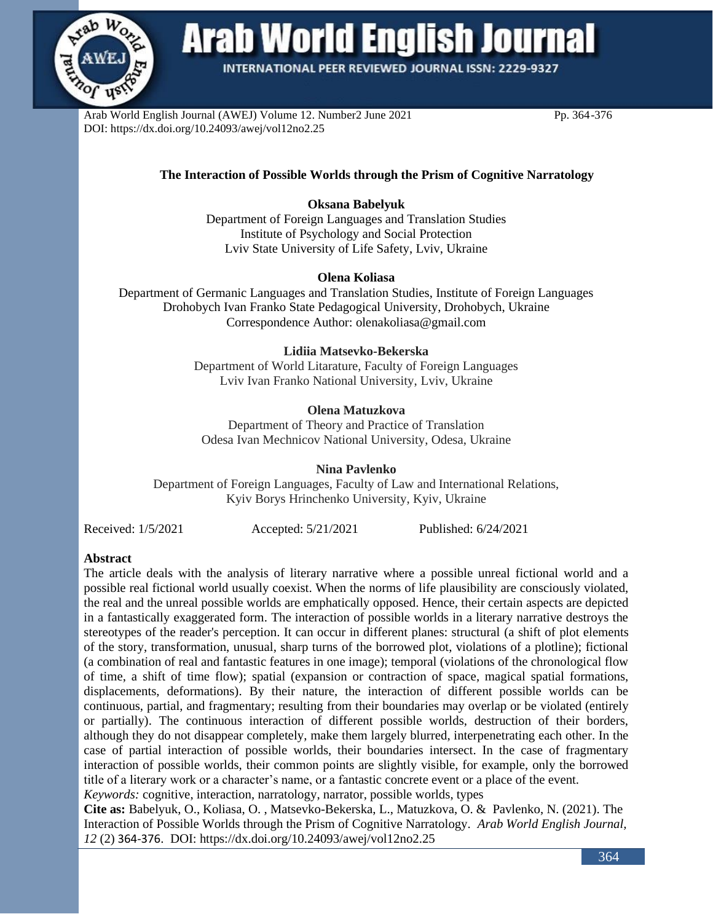# The Interaction of Possible Worlds through the Prism of Cognitive Narratology

**Oksana Babelyuk**
Department of Foreign Languages and Translation Studies
Institute of Psychology and Social Protection
Lviv State University of Life Safety, Lviv, Ukraine

**Olena Koliasa**
Department of Germanic Languages and Translation Studies, Institute of Foreign Languages
Drohobych Ivan Franko State Pedagogical University, Drohobych, Ukraine
Correspondence Author: olenakoliasa@gmail.com

**Lidiia Matsevko-Bekerska**
Department of World Litarature, Faculty of Foreign Languages
Lviv Ivan Franko National University, Lviv, Ukraine

**Olena Matuzkova**
Department of Theory and Practice of Translation
Odesa Ivan Mechnicov National University, Odesa, Ukraine

**Nina Pavlenko**
Department of Foreign Languages, Faculty of Law and International Relations,
Kyiv Borys Hrinchenko University, Kyiv, Ukraine

Received: 1/5/2021 Accepted: 5/21/2021 Published: 6/24/2021

**Abstract**

The article deals with the analysis of literary narrative where a possible unreal fictional world and a possible real fictional world usually coexist. When the norms of life plausibility are consciously violated, the real and the unreal possible worlds are emphatically opposed. Hence, their certain aspects are depicted in a fantastically exaggerated form. The interaction of possible worlds in a literary narrative destroys the stereotypes of the reader's perception. It can occur in different planes: structural (a shift of plot elements of the story, transformation, unusual, sharp turns of the borrowed plot, violations of a plotline); fictional (a combination of real and fantastic features in one image); temporal (violations of the chronological flow of time, a shift of time flow); spatial (expansion or contraction of space, magical spatial formations, displacements, deformations). By their nature, the interaction of different possible worlds can be continuous, partial, and fragmentary; resulting from their boundaries may overlap or be violated (entirely or partially). The continuous interaction of different possible worlds, destruction of their borders, although they do not disappear completely, make them largely blurred, interpenetrating each other. In the case of partial interaction of possible worlds, their boundaries intersect. In the case of fragmentary interaction of possible worlds, their common points are slightly visible, for example, only the borrowed title of a literary work or a character's name, or a fantastic concrete event or a place of the event.

*Keywords:* cognitive, interaction, narratology, narrator, possible worlds, types

**Cite as:** Babelyuk, O., Koliasa, O. , Matsevko-Bekerska, L., Matuzkova, O. & Pavlenko, N. (2021). The Interaction of Possible Worlds through the Prism of Cognitive Narratology. *Arab World English Journal, 12* (2) 364-376. DOI: https://dx.doi.org/10.24093/awej/vol12no2.25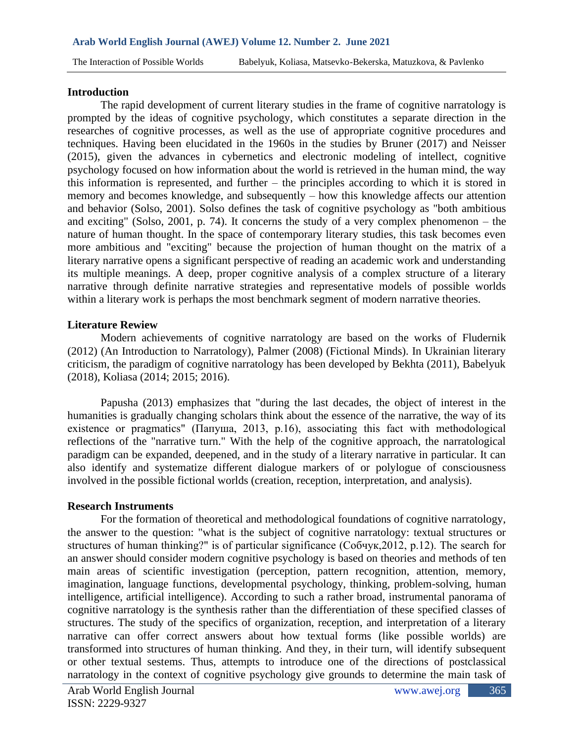## Introduction

The rapid development of current literary studies in the frame of cognitive narratology is prompted by the ideas of cognitive psychology, which constitutes a separate direction in the researches of cognitive processes, as well as the use of appropriate cognitive procedures and techniques. Having been elucidated in the 1960s in the studies by Bruner (2017) and Neisser (2015), given the advances in cybernetics and electronic modeling of intellect, cognitive psychology focused on how information about the world is retrieved in the human mind, the way this information is represented, and further – the principles according to which it is stored in memory and becomes knowledge, and subsequently – how this knowledge affects our attention and behavior (Solso, 2001). Solso defines the task of cognitive psychology as "both ambitious and exciting" (Solso, 2001, p. 74). It concerns the study of a very complex phenomenon – the nature of human thought. In the space of contemporary literary studies, this task becomes even more ambitious and "exciting" because the projection of human thought on the matrix of a literary narrative opens a significant perspective of reading an academic work and understanding its multiple meanings. A deep, proper cognitive analysis of a complex structure of a literary narrative through definite narrative strategies and representative models of possible worlds within a literary work is perhaps the most benchmark segment of modern narrative theories.

## Literature Rewiew

Modern achievements of cognitive narratology are based on the works of Fludernik (2012) (An Introduction to Narratology), Palmer (2008) (Fictional Minds). In Ukrainian literary criticism, the paradigm of cognitive narratology has been developed by Bekhta (2011), Babelyuk (2018), Koliasa (2014; 2015; 2016).

Papusha (2013) emphasizes that "during the last decades, the object of interest in the humanities is gradually changing scholars think about the essence of the narrative, the way of its existence or pragmatics" (Папуша, 2013, p.16), associating this fact with methodological reflections of the "narrative turn." With the help of the cognitive approach, the narratological paradigm can be expanded, deepened, and in the study of a literary narrative in particular. It can also identify and systematize different dialogue markers of or polylogue of consciousness involved in the possible fictional worlds (creation, reception, interpretation, and analysis).

## Research Instruments

For the formation of theoretical and methodological foundations of cognitive narratology, the answer to the question: "what is the subject of cognitive narratology: textual structures or structures of human thinking?" is of particular significance (Собчук,2012, p.12). The search for an answer should consider modern cognitive psychology is based on theories and methods of ten main areas of scientific investigation (perception, pattern recognition, attention, memory, imagination, language functions, developmental psychology, thinking, problem-solving, human intelligence, artificial intelligence). According to such a rather broad, instrumental panorama of cognitive narratology is the synthesis rather than the differentiation of these specified classes of structures. The study of the specifics of organization, reception, and interpretation of a literary narrative can offer correct answers about how textual forms (like possible worlds) are transformed into structures of human thinking. And they, in their turn, will identify subsequent or other textual sestems. Thus, attempts to introduce one of the directions of postclassical narratology in the context of cognitive psychology give grounds to determine the main task of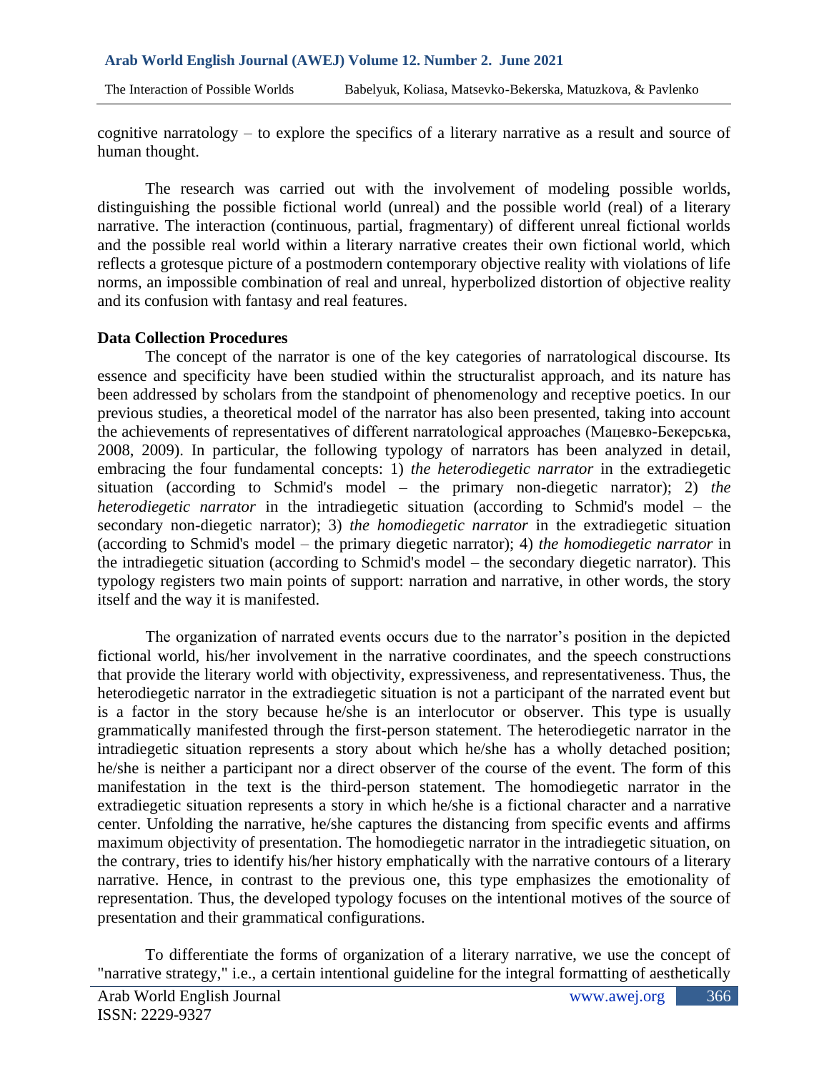cognitive narratology – to explore the specifics of a literary narrative as a result and source of human thought.

The research was carried out with the involvement of modeling possible worlds, distinguishing the possible fictional world (unreal) and the possible world (real) of a literary narrative. The interaction (continuous, partial, fragmentary) of different unreal fictional worlds and the possible real world within a literary narrative creates their own fictional world, which reflects a grotesque picture of a postmodern contemporary objective reality with violations of life norms, an impossible combination of real and unreal, hyperbolized distortion of objective reality and its confusion with fantasy and real features.

**Data Collection Procedures**

The concept of the narrator is one of the key categories of narratological discourse. Its essence and specificity have been studied within the structuralist approach, and its nature has been addressed by scholars from the standpoint of phenomenology and receptive poetics. In our previous studies, a theoretical model of the narrator has also been presented, taking into account the achievements of representatives of different narratological approaches (Мацевко-Бекерська, 2008, 2009). In particular, the following typology of narrators has been analyzed in detail, embracing the four fundamental concepts: 1) *the heterodiegetic narrator* in the extradiegetic situation (according to Schmid's model – the primary non-diegetic narrator); 2) *the heterodiegetic narrator* in the intradiegetic situation (according to Schmid's model – the secondary non-diegetic narrator); 3) *the homodiegetic narrator* in the extradiegetic situation (according to Schmid's model – the primary diegetic narrator); 4) *the homodiegetic narrator* in the intradiegetic situation (according to Schmid's model – the secondary diegetic narrator). This typology registers two main points of support: narration and narrative, in other words, the story itself and the way it is manifested.

The organization of narrated events occurs due to the narrator's position in the depicted fictional world, his/her involvement in the narrative coordinates, and the speech constructions that provide the literary world with objectivity, expressiveness, and representativeness. Thus, the heterodiegetic narrator in the extradiegetic situation is not a participant of the narrated event but is a factor in the story because he/she is an interlocutor or observer. This type is usually grammatically manifested through the first-person statement. The heterodiegetic narrator in the intradiegetic situation represents a story about which he/she has a wholly detached position; he/she is neither a participant nor a direct observer of the course of the event. The form of this manifestation in the text is the third-person statement. The homodiegetic narrator in the extradiegetic situation represents a story in which he/she is a fictional character and a narrative center. Unfolding the narrative, he/she captures the distancing from specific events and affirms maximum objectivity of presentation. The homodiegetic narrator in the intradiegetic situation, on the contrary, tries to identify his/her history emphatically with the narrative contours of a literary narrative. Hence, in contrast to the previous one, this type emphasizes the emotionality of representation. Thus, the developed typology focuses on the intentional motives of the source of presentation and their grammatical configurations.

To differentiate the forms of organization of a literary narrative, we use the concept of "narrative strategy," i.e., a certain intentional guideline for the integral formatting of aesthetically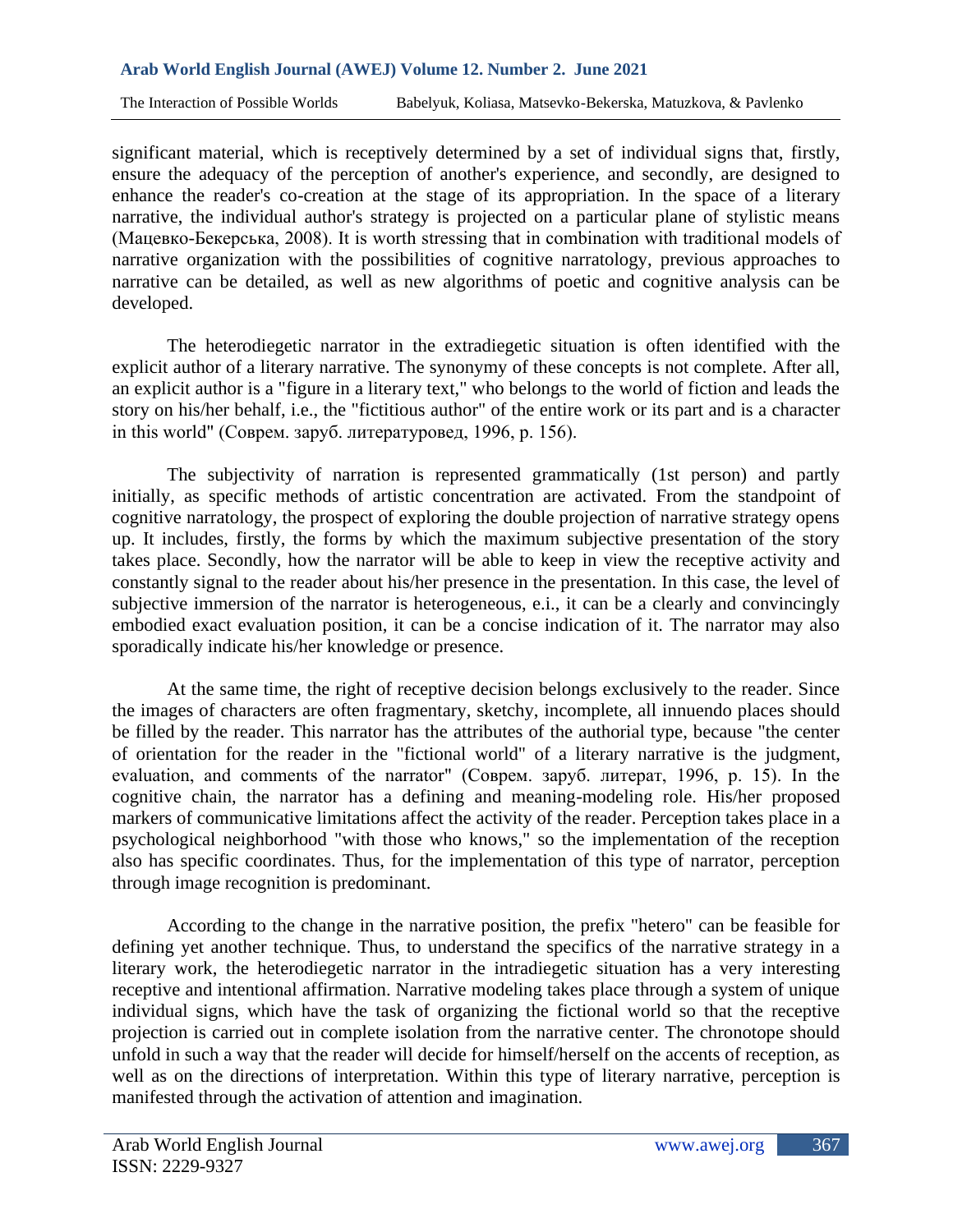significant material, which is receptively determined by a set of individual signs that, firstly, ensure the adequacy of the perception of another's experience, and secondly, are designed to enhance the reader's co-creation at the stage of its appropriation. In the space of a literary narrative, the individual author's strategy is projected on a particular plane of stylistic means (Мацевко-Бекерська, 2008). It is worth stressing that in combination with traditional models of narrative organization with the possibilities of cognitive narratology, previous approaches to narrative can be detailed, as well as new algorithms of poetic and cognitive analysis can be developed.

The heterodiegetic narrator in the extradiegetic situation is often identified with the explicit author of a literary narrative. The synonymy of these concepts is not complete. After all, an explicit author is a "figure in a literary text," who belongs to the world of fiction and leads the story on his/her behalf, i.e., the "fictitious author" of the entire work or its part and is a character in this world" (Соврем. заруб. литературовед, 1996, p. 156).

The subjectivity of narration is represented grammatically (1st person) and partly initially, as specific methods of artistic concentration are activated. From the standpoint of cognitive narratology, the prospect of exploring the double projection of narrative strategy opens up. It includes, firstly, the forms by which the maximum subjective presentation of the story takes place. Secondly, how the narrator will be able to keep in view the receptive activity and constantly signal to the reader about his/her presence in the presentation. In this case, the level of subjective immersion of the narrator is heterogeneous, e.i., it can be a clearly and convincingly embodied exact evaluation position, it can be a concise indication of it. The narrator may also sporadically indicate his/her knowledge or presence.

At the same time, the right of receptive decision belongs exclusively to the reader. Since the images of characters are often fragmentary, sketchy, incomplete, all innuendo places should be filled by the reader. This narrator has the attributes of the authorial type, because "the center of orientation for the reader in the "fictional world" of a literary narrative is the judgment, evaluation, and comments of the narrator" (Соврем. заруб. литерат, 1996, p. 15). In the cognitive chain, the narrator has a defining and meaning-modeling role. His/her proposed markers of communicative limitations affect the activity of the reader. Perception takes place in a psychological neighborhood "with those who knows," so the implementation of the reception also has specific coordinates. Thus, for the implementation of this type of narrator, perception through image recognition is predominant.

According to the change in the narrative position, the prefix "hetero" can be feasible for defining yet another technique. Thus, to understand the specifics of the narrative strategy in a literary work, the heterodiegetic narrator in the intradiegetic situation has a very interesting receptive and intentional affirmation. Narrative modeling takes place through a system of unique individual signs, which have the task of organizing the fictional world so that the receptive projection is carried out in complete isolation from the narrative center. The chronotope should unfold in such a way that the reader will decide for himself/herself on the accents of reception, as well as on the directions of interpretation. Within this type of literary narrative, perception is manifested through the activation of attention and imagination.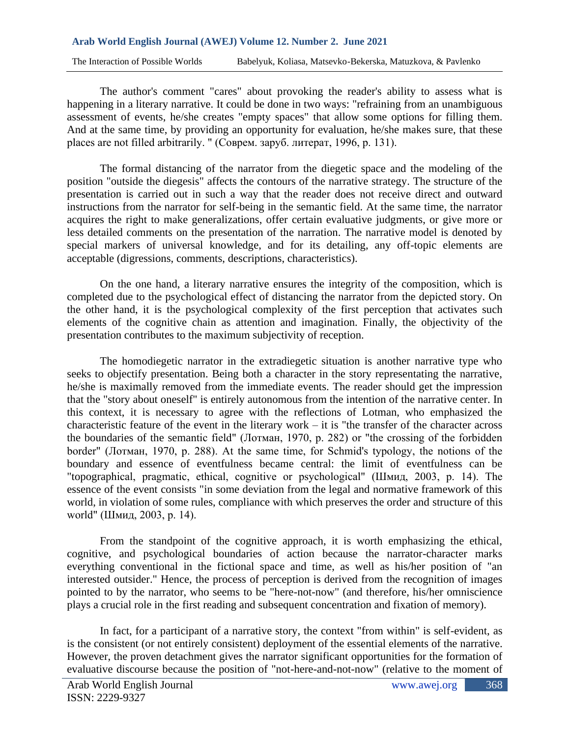The author's comment "cares" about provoking the reader's ability to assess what is happening in a literary narrative. It could be done in two ways: "refraining from an unambiguous assessment of events, he/she creates "empty spaces" that allow some options for filling them. And at the same time, by providing an opportunity for evaluation, he/she makes sure, that these places are not filled arbitrarily. " (Соврем. заруб. литерат, 1996, p. 131).

The formal distancing of the narrator from the diegetic space and the modeling of the position "outside the diegesis" affects the contours of the narrative strategy. The structure of the presentation is carried out in such a way that the reader does not receive direct and outward instructions from the narrator for self-being in the semantic field. At the same time, the narrator acquires the right to make generalizations, offer certain evaluative judgments, or give more or less detailed comments on the presentation of the narration. The narrative model is denoted by special markers of universal knowledge, and for its detailing, any off-topic elements are acceptable (digressions, comments, descriptions, characteristics).

On the one hand, a literary narrative ensures the integrity of the composition, which is completed due to the psychological effect of distancing the narrator from the depicted story. On the other hand, it is the psychological complexity of the first perception that activates such elements of the cognitive chain as attention and imagination. Finally, the objectivity of the presentation contributes to the maximum subjectivity of reception.

The homodiegetic narrator in the extradiegetic situation is another narrative type who seeks to objectify presentation. Being both a character in the story representating the narrative, he/she is maximally removed from the immediate events. The reader should get the impression that the "story about oneself" is entirely autonomous from the intention of the narrative center. In this context, it is necessary to agree with the reflections of Lotman, who emphasized the characteristic feature of the event in the literary work – it is "the transfer of the character across the boundaries of the semantic field" (Лотман, 1970, p. 282) or "the crossing of the forbidden border" (Лотман, 1970, p. 288). At the same time, for Schmid's typology, the notions of the boundary and essence of eventfulness became central: the limit of eventfulness can be "topographical, pragmatic, ethical, cognitive or psychological" (Шмид, 2003, p. 14). The essence of the event consists "in some deviation from the legal and normative framework of this world, in violation of some rules, compliance with which preserves the order and structure of this world" (Шмид, 2003, p. 14).

From the standpoint of the cognitive approach, it is worth emphasizing the ethical, cognitive, and psychological boundaries of action because the narrator-character marks everything conventional in the fictional space and time, as well as his/her position of "an interested outsider." Hence, the process of perception is derived from the recognition of images pointed to by the narrator, who seems to be "here-not-now" (and therefore, his/her omniscience plays a crucial role in the first reading and subsequent concentration and fixation of memory).

In fact, for a participant of a narrative story, the context "from within" is self-evident, as is the consistent (or not entirely consistent) deployment of the essential elements of the narrative. However, the proven detachment gives the narrator significant opportunities for the formation of evaluative discourse because the position of "not-here-and-not-now" (relative to the moment of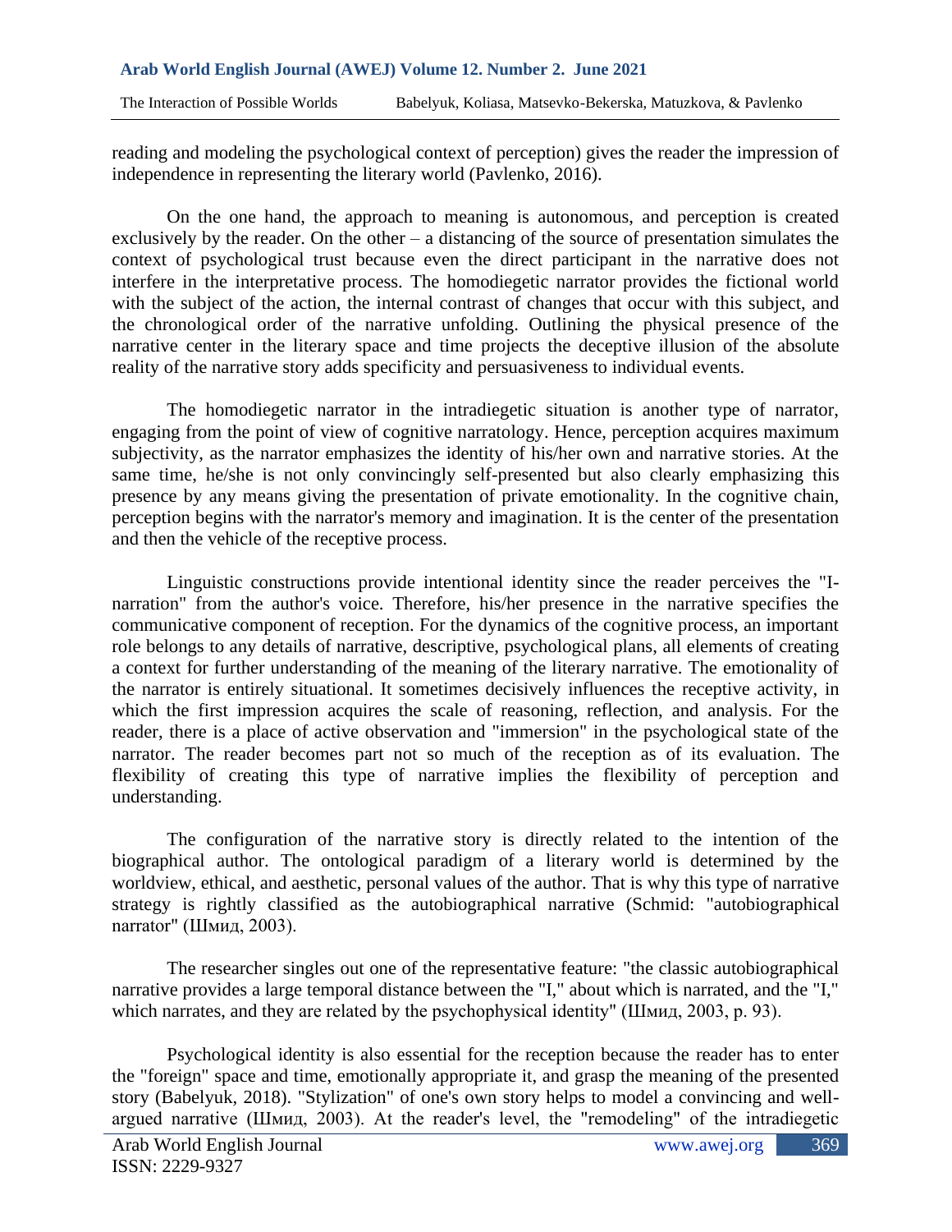reading and modeling the psychological context of perception) gives the reader the impression of independence in representing the literary world (Pavlenko, 2016).

On the one hand, the approach to meaning is autonomous, and perception is created exclusively by the reader. On the other – a distancing of the source of presentation simulates the context of psychological trust because even the direct participant in the narrative does not interfere in the interpretative process. The homodiegetic narrator provides the fictional world with the subject of the action, the internal contrast of changes that occur with this subject, and the chronological order of the narrative unfolding. Outlining the physical presence of the narrative center in the literary space and time projects the deceptive illusion of the absolute reality of the narrative story adds specificity and persuasiveness to individual events.

The homodiegetic narrator in the intradiegetic situation is another type of narrator, engaging from the point of view of cognitive narratology. Hence, perception acquires maximum subjectivity, as the narrator emphasizes the identity of his/her own and narrative stories. At the same time, he/she is not only convincingly self-presented but also clearly emphasizing this presence by any means giving the presentation of private emotionality. In the cognitive chain, perception begins with the narrator's memory and imagination. It is the center of the presentation and then the vehicle of the receptive process.

Linguistic constructions provide intentional identity since the reader perceives the "I-narration" from the author's voice. Therefore, his/her presence in the narrative specifies the communicative component of reception. For the dynamics of the cognitive process, an important role belongs to any details of narrative, descriptive, psychological plans, all elements of creating a context for further understanding of the meaning of the literary narrative. The emotionality of the narrator is entirely situational. It sometimes decisively influences the receptive activity, in which the first impression acquires the scale of reasoning, reflection, and analysis. For the reader, there is a place of active observation and "immersion" in the psychological state of the narrator. The reader becomes part not so much of the reception as of its evaluation. The flexibility of creating this type of narrative implies the flexibility of perception and understanding.

The configuration of the narrative story is directly related to the intention of the biographical author. The ontological paradigm of a literary world is determined by the worldview, ethical, and aesthetic, personal values of the author. That is why this type of narrative strategy is rightly classified as the autobiographical narrative (Schmid: "autobiographical narrator" (Шмид, 2003).

The researcher singles out one of the representative feature: "the classic autobiographical narrative provides a large temporal distance between the "I," about which is narrated, and the "I," which narrates, and they are related by the psychophysical identity" (Шмид, 2003, p. 93).

Psychological identity is also essential for the reception because the reader has to enter the "foreign" space and time, emotionally appropriate it, and grasp the meaning of the presented story (Babelyuk, 2018). "Stylization" of one's own story helps to model a convincing and well-argued narrative (Шмид, 2003). At the reader's level, the "remodeling" of the intradiegetic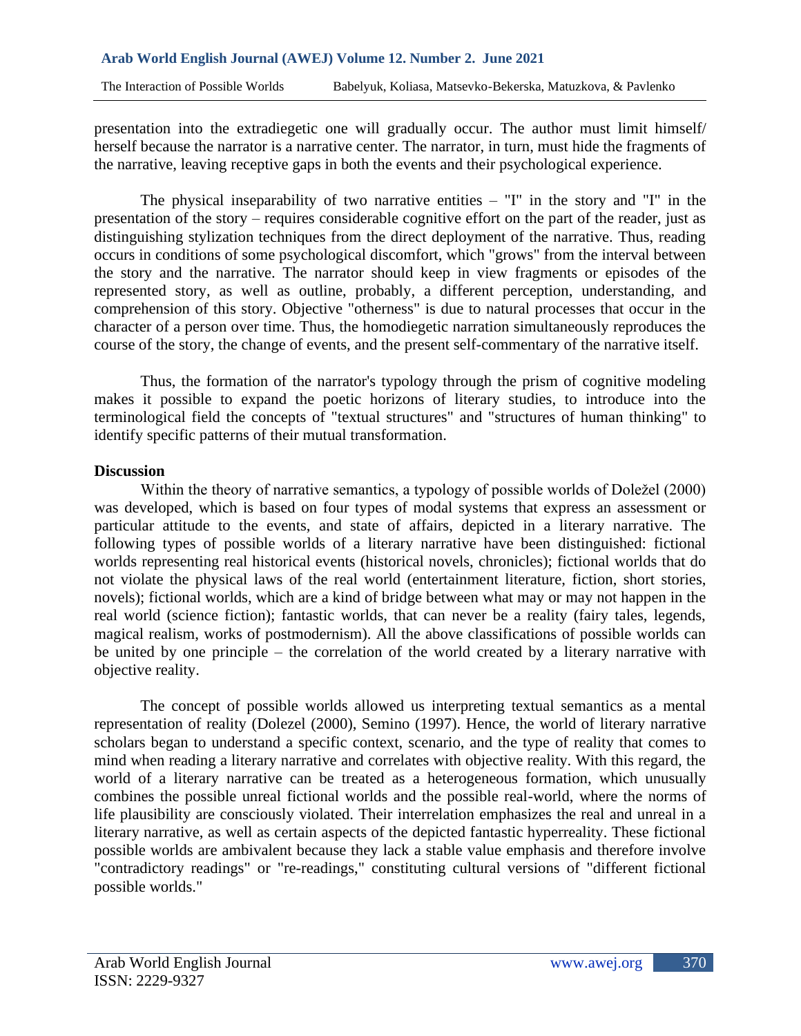presentation into the extradiegetic one will gradually occur. The author must limit himself/ herself because the narrator is a narrative center. The narrator, in turn, must hide the fragments of the narrative, leaving receptive gaps in both the events and their psychological experience.

The physical inseparability of two narrative entities – "I" in the story and "I" in the presentation of the story – requires considerable cognitive effort on the part of the reader, just as distinguishing stylization techniques from the direct deployment of the narrative. Thus, reading occurs in conditions of some psychological discomfort, which "grows" from the interval between the story and the narrative. The narrator should keep in view fragments or episodes of the represented story, as well as outline, probably, a different perception, understanding, and comprehension of this story. Objective "otherness" is due to natural processes that occur in the character of a person over time. Thus, the homodiegetic narration simultaneously reproduces the course of the story, the change of events, and the present self-commentary of the narrative itself.

Thus, the formation of the narrator's typology through the prism of cognitive modeling makes it possible to expand the poetic horizons of literary studies, to introduce into the terminological field the concepts of "textual structures" and "structures of human thinking" to identify specific patterns of their mutual transformation.

**Discussion**

Within the theory of narrative semantics, a typology of possible worlds of Doležel (2000) was developed, which is based on four types of modal systems that express an assessment or particular attitude to the events, and state of affairs, depicted in a literary narrative. The following types of possible worlds of a literary narrative have been distinguished: fictional worlds representing real historical events (historical novels, chronicles); fictional worlds that do not violate the physical laws of the real world (entertainment literature, fiction, short stories, novels); fictional worlds, which are a kind of bridge between what may or may not happen in the real world (science fiction); fantastic worlds, that can never be a reality (fairy tales, legends, magical realism, works of postmodernism). All the above classifications of possible worlds can be united by one principle – the correlation of the world created by a literary narrative with objective reality.

The concept of possible worlds allowed us interpreting textual semantics as a mental representation of reality (Dolezel (2000), Semino (1997). Hence, the world of literary narrative scholars began to understand a specific context, scenario, and the type of reality that comes to mind when reading a literary narrative and correlates with objective reality. With this regard, the world of a literary narrative can be treated as a heterogeneous formation, which unusually combines the possible unreal fictional worlds and the possible real-world, where the norms of life plausibility are consciously violated. Their interrelation emphasizes the real and unreal in a literary narrative, as well as certain aspects of the depicted fantastic hyperreality. These fictional possible worlds are ambivalent because they lack a stable value emphasis and therefore involve "contradictory readings" or "re-readings," constituting cultural versions of "different fictional possible worlds."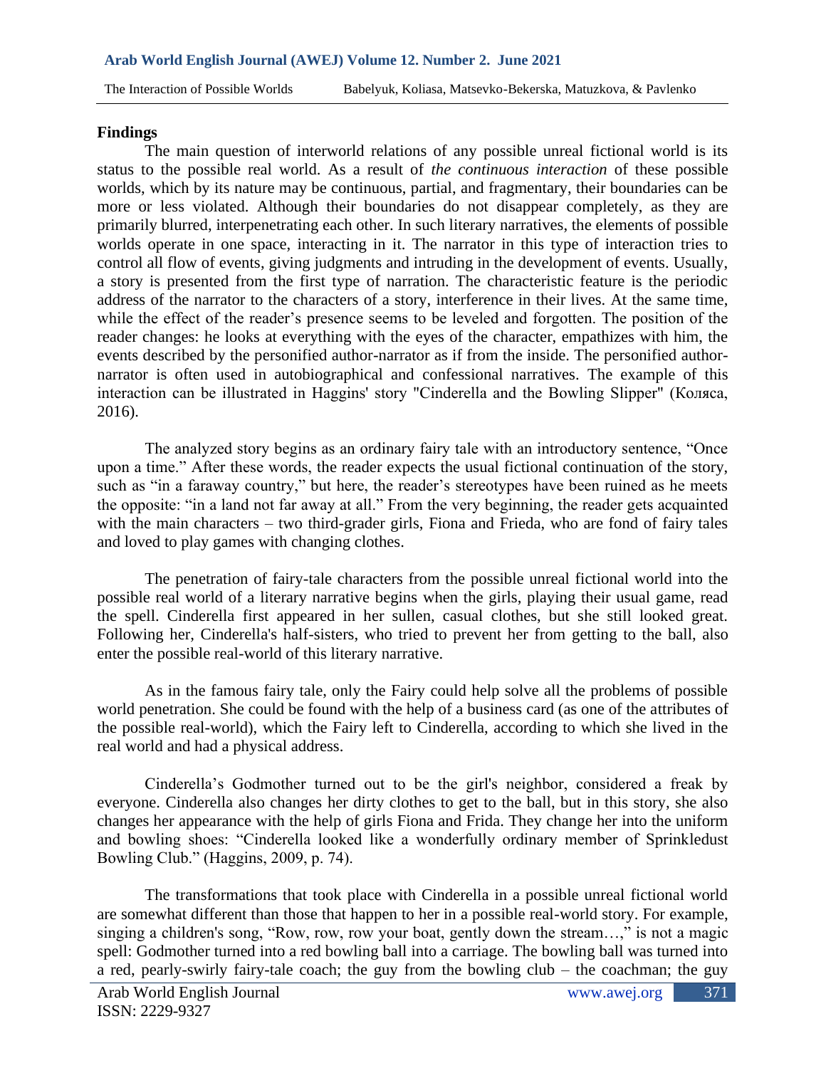**Findings**

The main question of interworld relations of any possible unreal fictional world is its status to the possible real world. As a result of *the continuous interaction* of these possible worlds, which by its nature may be continuous, partial, and fragmentary, their boundaries can be more or less violated. Although their boundaries do not disappear completely, as they are primarily blurred, interpenetrating each other. In such literary narratives, the elements of possible worlds operate in one space, interacting in it. The narrator in this type of interaction tries to control all flow of events, giving judgments and intruding in the development of events. Usually, a story is presented from the first type of narration. The characteristic feature is the periodic address of the narrator to the characters of a story, interference in their lives. At the same time, while the effect of the reader's presence seems to be leveled and forgotten. The position of the reader changes: he looks at everything with the eyes of the character, empathizes with him, the events described by the personified author-narrator as if from the inside. The personified author-narrator is often used in autobiographical and confessional narratives. The example of this interaction can be illustrated in Haggins' story "Cinderella and the Bowling Slipper" (Коляса, 2016).

The analyzed story begins as an ordinary fairy tale with an introductory sentence, "Once upon a time." After these words, the reader expects the usual fictional continuation of the story, such as "in a faraway country," but here, the reader's stereotypes have been ruined as he meets the opposite: "in a land not far away at all." From the very beginning, the reader gets acquainted with the main characters – two third-grader girls, Fiona and Frieda, who are fond of fairy tales and loved to play games with changing clothes.

The penetration of fairy-tale characters from the possible unreal fictional world into the possible real world of a literary narrative begins when the girls, playing their usual game, read the spell. Cinderella first appeared in her sullen, casual clothes, but she still looked great. Following her, Cinderella's half-sisters, who tried to prevent her from getting to the ball, also enter the possible real-world of this literary narrative.

As in the famous fairy tale, only the Fairy could help solve all the problems of possible world penetration. She could be found with the help of a business card (as one of the attributes of the possible real-world), which the Fairy left to Cinderella, according to which she lived in the real world and had a physical address.

Cinderella's Godmother turned out to be the girl's neighbor, considered a freak by everyone. Cinderella also changes her dirty clothes to get to the ball, but in this story, she also changes her appearance with the help of girls Fiona and Frida. They change her into the uniform and bowling shoes: "Cinderella looked like a wonderfully ordinary member of Sprinkledust Bowling Club." (Haggins, 2009, p. 74).

The transformations that took place with Cinderella in a possible unreal fictional world are somewhat different than those that happen to her in a possible real-world story. For example, singing a children's song, "Row, row, row your boat, gently down the stream…," is not a magic spell: Godmother turned into a red bowling ball into a carriage. The bowling ball was turned into a red, pearly-swirly fairy-tale coach; the guy from the bowling club – the coachman; the guy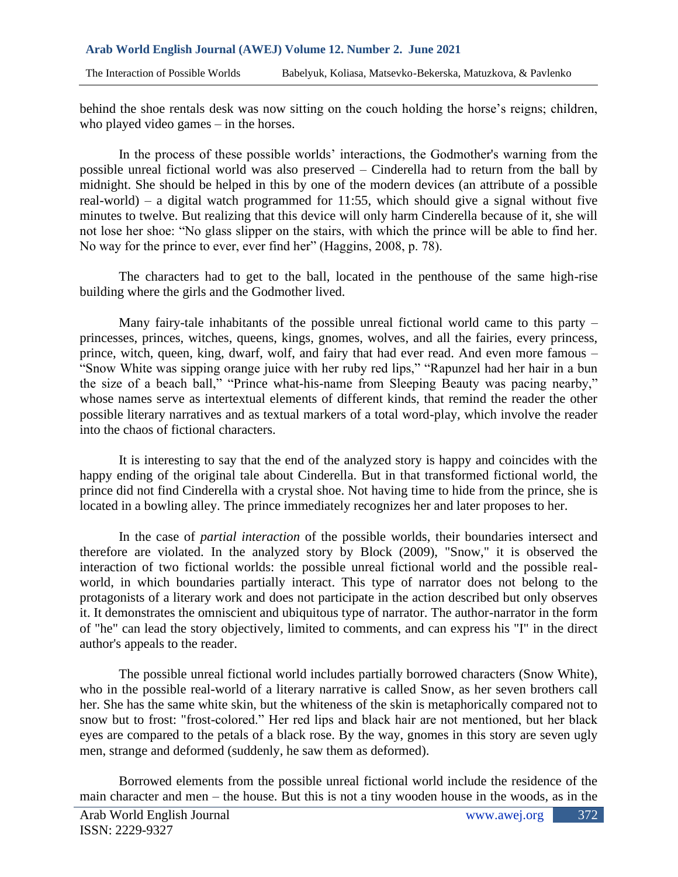behind the shoe rentals desk was now sitting on the couch holding the horse's reigns; children, who played video games – in the horses.

In the process of these possible worlds' interactions, the Godmother's warning from the possible unreal fictional world was also preserved – Cinderella had to return from the ball by midnight. She should be helped in this by one of the modern devices (an attribute of a possible real-world) – a digital watch programmed for 11:55, which should give a signal without five minutes to twelve. But realizing that this device will only harm Cinderella because of it, she will not lose her shoe: "No glass slipper on the stairs, with which the prince will be able to find her. No way for the prince to ever, ever find her" (Haggins, 2008, p. 78).

The characters had to get to the ball, located in the penthouse of the same high-rise building where the girls and the Godmother lived.

Many fairy-tale inhabitants of the possible unreal fictional world came to this party – princesses, princes, witches, queens, kings, gnomes, wolves, and all the fairies, every princess, prince, witch, queen, king, dwarf, wolf, and fairy that had ever read. And even more famous – "Snow White was sipping orange juice with her ruby red lips," "Rapunzel had her hair in a bun the size of a beach ball," "Prince what-his-name from Sleeping Beauty was pacing nearby," whose names serve as intertextual elements of different kinds, that remind the reader the other possible literary narratives and as textual markers of a total word-play, which involve the reader into the chaos of fictional characters.

It is interesting to say that the end of the analyzed story is happy and coincides with the happy ending of the original tale about Cinderella. But in that transformed fictional world, the prince did not find Cinderella with a crystal shoe. Not having time to hide from the prince, she is located in a bowling alley. The prince immediately recognizes her and later proposes to her.

In the case of *partial interaction* of the possible worlds, their boundaries intersect and therefore are violated. In the analyzed story by Block (2009), "Snow," it is observed the interaction of two fictional worlds: the possible unreal fictional world and the possible real-world, in which boundaries partially interact. This type of narrator does not belong to the protagonists of a literary work and does not participate in the action described but only observes it. It demonstrates the omniscient and ubiquitous type of narrator. The author-narrator in the form of "he" can lead the story objectively, limited to comments, and can express his "I" in the direct author's appeals to the reader.

The possible unreal fictional world includes partially borrowed characters (Snow White), who in the possible real-world of a literary narrative is called Snow, as her seven brothers call her. She has the same white skin, but the whiteness of the skin is metaphorically compared not to snow but to frost: "frost-colored." Her red lips and black hair are not mentioned, but her black eyes are compared to the petals of a black rose. By the way, gnomes in this story are seven ugly men, strange and deformed (suddenly, he saw them as deformed).

Borrowed elements from the possible unreal fictional world include the residence of the main character and men – the house. But this is not a tiny wooden house in the woods, as in the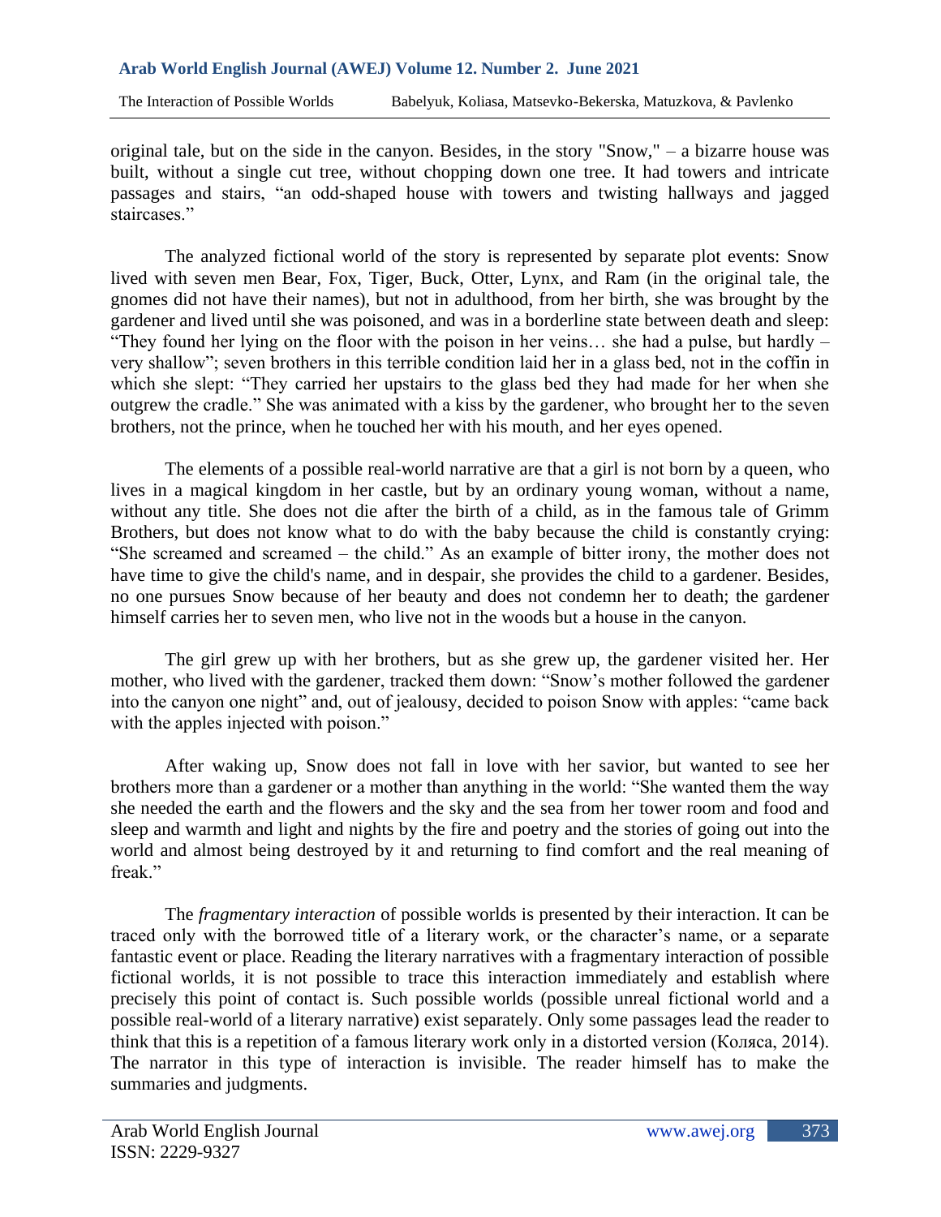original tale, but on the side in the canyon. Besides, in the story "Snow," – a bizarre house was built, without a single cut tree, without chopping down one tree. It had towers and intricate passages and stairs, "an odd-shaped house with towers and twisting hallways and jagged staircases."

The analyzed fictional world of the story is represented by separate plot events: Snow lived with seven men Bear, Fox, Tiger, Buck, Otter, Lynx, and Ram (in the original tale, the gnomes did not have their names), but not in adulthood, from her birth, she was brought by the gardener and lived until she was poisoned, and was in a borderline state between death and sleep: "They found her lying on the floor with the poison in her veins… she had a pulse, but hardly – very shallow"; seven brothers in this terrible condition laid her in a glass bed, not in the coffin in which she slept: "They carried her upstairs to the glass bed they had made for her when she outgrew the cradle." She was animated with a kiss by the gardener, who brought her to the seven brothers, not the prince, when he touched her with his mouth, and her eyes opened.

The elements of a possible real-world narrative are that a girl is not born by a queen, who lives in a magical kingdom in her castle, but by an ordinary young woman, without a name, without any title. She does not die after the birth of a child, as in the famous tale of Grimm Brothers, but does not know what to do with the baby because the child is constantly crying: "She screamed and screamed – the child." As an example of bitter irony, the mother does not have time to give the child's name, and in despair, she provides the child to a gardener. Besides, no one pursues Snow because of her beauty and does not condemn her to death; the gardener himself carries her to seven men, who live not in the woods but a house in the canyon.

The girl grew up with her brothers, but as she grew up, the gardener visited her. Her mother, who lived with the gardener, tracked them down: "Snow's mother followed the gardener into the canyon one night" and, out of jealousy, decided to poison Snow with apples: "came back with the apples injected with poison."

After waking up, Snow does not fall in love with her savior, but wanted to see her brothers more than a gardener or a mother than anything in the world: "She wanted them the way she needed the earth and the flowers and the sky and the sea from her tower room and food and sleep and warmth and light and nights by the fire and poetry and the stories of going out into the world and almost being destroyed by it and returning to find comfort and the real meaning of freak."

The *fragmentary interaction* of possible worlds is presented by their interaction. It can be traced only with the borrowed title of a literary work, or the character's name, or a separate fantastic event or place. Reading the literary narratives with a fragmentary interaction of possible fictional worlds, it is not possible to trace this interaction immediately and establish where precisely this point of contact is. Such possible worlds (possible unreal fictional world and a possible real-world of a literary narrative) exist separately. Only some passages lead the reader to think that this is a repetition of a famous literary work only in a distorted version (Коляса, 2014). The narrator in this type of interaction is invisible. The reader himself has to make the summaries and judgments.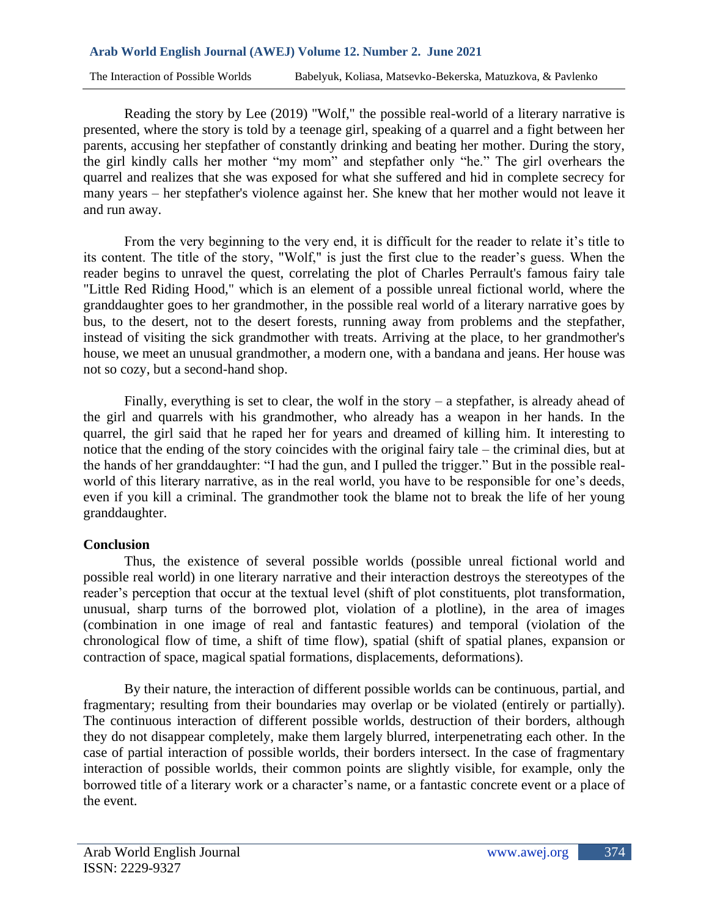Reading the story by Lee (2019) "Wolf," the possible real-world of a literary narrative is presented, where the story is told by a teenage girl, speaking of a quarrel and a fight between her parents, accusing her stepfather of constantly drinking and beating her mother. During the story, the girl kindly calls her mother "my mom" and stepfather only "he." The girl overhears the quarrel and realizes that she was exposed for what she suffered and hid in complete secrecy for many years – her stepfather's violence against her. She knew that her mother would not leave it and run away.

From the very beginning to the very end, it is difficult for the reader to relate it's title to its content. The title of the story, "Wolf," is just the first clue to the reader's guess. When the reader begins to unravel the quest, correlating the plot of Charles Perrault's famous fairy tale "Little Red Riding Hood," which is an element of a possible unreal fictional world, where the granddaughter goes to her grandmother, in the possible real world of a literary narrative goes by bus, to the desert, not to the desert forests, running away from problems and the stepfather, instead of visiting the sick grandmother with treats. Arriving at the place, to her grandmother's house, we meet an unusual grandmother, a modern one, with a bandana and jeans. Her house was not so cozy, but a second-hand shop.

Finally, everything is set to clear, the wolf in the story – a stepfather, is already ahead of the girl and quarrels with his grandmother, who already has a weapon in her hands. In the quarrel, the girl said that he raped her for years and dreamed of killing him. It interesting to notice that the ending of the story coincides with the original fairy tale – the criminal dies, but at the hands of her granddaughter: "I had the gun, and I pulled the trigger." But in the possible real-world of this literary narrative, as in the real world, you have to be responsible for one's deeds, even if you kill a criminal. The grandmother took the blame not to break the life of her young granddaughter.

**Conclusion**

Thus, the existence of several possible worlds (possible unreal fictional world and possible real world) in one literary narrative and their interaction destroys the stereotypes of the reader's perception that occur at the textual level (shift of plot constituents, plot transformation, unusual, sharp turns of the borrowed plot, violation of a plotline), in the area of images (combination in one image of real and fantastic features) and temporal (violation of the chronological flow of time, a shift of time flow), spatial (shift of spatial planes, expansion or contraction of space, magical spatial formations, displacements, deformations).

By their nature, the interaction of different possible worlds can be continuous, partial, and fragmentary; resulting from their boundaries may overlap or be violated (entirely or partially). The continuous interaction of different possible worlds, destruction of their borders, although they do not disappear completely, make them largely blurred, interpenetrating each other. In the case of partial interaction of possible worlds, their borders intersect. In the case of fragmentary interaction of possible worlds, their common points are slightly visible, for example, only the borrowed title of a literary work or a character's name, or a fantastic concrete event or a place of the event.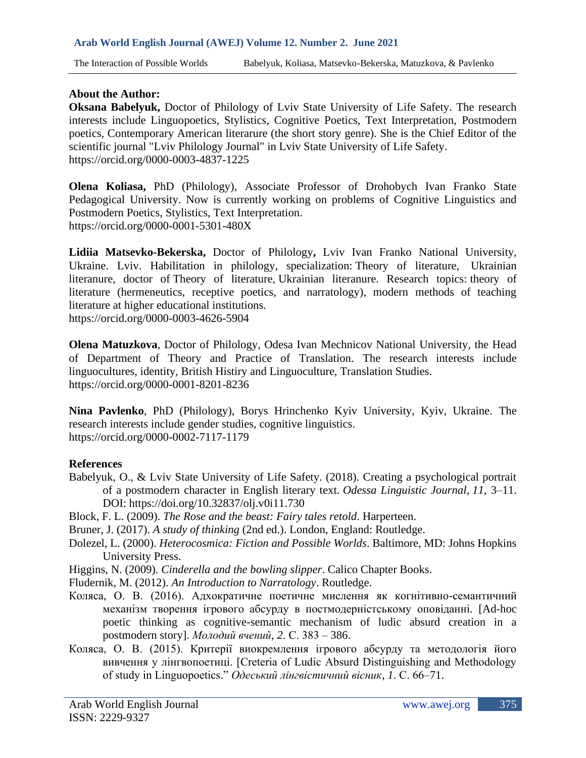**About the Author:**

**Oksana Babelyuk,** Doctor of Philology of Lviv State University of Life Safety. The research interests include Linguopoetics, Stylistics, Cognitive Poetics, Text Interpretation, Postmodern poetics, Contemporary American literarure (the short story genre). She is the Chief Editor of the scientific journal "Lviv Philology Journal" in Lviv State University of Life Safety.
https://orcid.org/0000-0003-4837-1225

**Olena Koliasa,** PhD (Philology), Associate Professor of Drohobych Ivan Franko State Pedagogical University. Now is currently working on problems of Cognitive Linguistics and Postmodern Poetics, Stylistics, Text Interpretation.
https://orcid.org/0000-0001-5301-480X

**Lidiia Matsevko-Bekerska,** Doctor of Philology**,** Lviv Ivan Franko National University, Ukraine. Lviv. Habilitation in philology, specialization: Theory of literature, Ukrainian literanure, doctor of Theory of literature, Ukrainian literanure. Research topics: theory of literature (hermeneutics, receptive poetics, and narratology), modern methods of teaching literature at higher educational institutions.
https://orcid.org/0000-0003-4626-5904

**Olena Matuzkova**, Doctor of Philology, Odesa Ivan Mechnicov National University, the Head of Department of Theory and Practice of Translation. The research interests include linguocultures, identity, British Histiry and Linguoculture, Translation Studies.
https://orcid.org/0000-0001-8201-8236

**Nina Pavlenko**, PhD (Philology), Borys Hrinchenko Kyiv University, Kyiv, Ukraine. The research interests include gender studies, cognitive linguistics.
https://orcid.org/0000-0002-7117-1179

**References**

Babelyuk, O., & Lviv State University of Life Safety. (2018). Creating a psychological portrait of a postmodern character in English literary text. *Odessa Linguistic Journal*, *11*, 3–11. DOI: https://doi.org/10.32837/olj.v0i11.730

Block, F. L. (2009). *The Rose and the beast: Fairy tales retold*. Harperteen.

Bruner, J. (2017). *A study of thinking* (2nd ed.). London, England: Routledge.

Dolezel, L. (2000). *Heterocosmica: Fiction and Possible Worlds*. Baltimore, MD: Johns Hopkins University Press.

Higgins, N. (2009). *Cinderella and the bowling slipper*. Calico Chapter Books.

Fludernik, M. (2012). *An Introduction to Narratology*. Routledge.

Коляса, О. В. (2016). Адхократичне поетичне мислення як когнітивно-семантичний механізм творення ігрового абсурду в постмодерністському оповіданні. [Ad-hoc poetic thinking as cognitive-semantic mechanism of ludic absurd creation in a postmodern story]. *Молодий вчений*, *2*. С. 383 – 386.

Коляса, О. В. (2015). Критерії виокремлення ігрового абсурду та методологія його вивчення у лінгвопоетиці. [Creteria of Ludic Absurd Distinguishing and Methodology of study in Linguopoetics." *Одеський лінгвістичний вісник*, *1*. С. 66–71.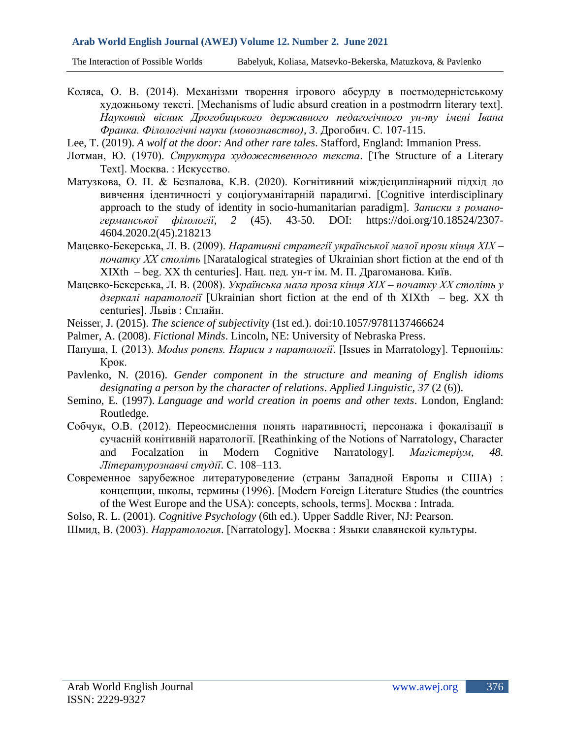Коляса, О. В. (2014). Механізми творення ігрового абсурду в постмодерністському художньому тексті. [Mechanisms of ludic absurd creation in a postmodrrn literary text]. *Науковий вісник Дрогобицького державного педагогічного ун-ту імені Івана Франка. Філологічні науки (мовознавство)*, *3*. Дрогобич. С. 107-115.

Lee, T. (2019). *A wolf at the door: And other rare tales*. Stafford, England: Immanion Press.

Лотман, Ю. (1970). *Структура художественного текста*. [The Structure of a Literary Text]. Москва. : Искусство.

Матузкова, О. П. & Безпалова, К.В. (2020). Когнітивний міждісциплінарний підхід до вивчення ідентичності у соціогуманітарній парадигмі. [Cognitive interdisciplinary approach to the study of identity in socio-humanitarian paradigm]. *Записки з романо-германської філології*, *2* (45). 43-50. DOI: https://doi.org/10.18524/2307-4604.2020.2(45).218213

Мацевко-Бекерська, Л. В. (2009). *Наративні стратегії української малої прози кінця XIX – початку XX століть* [Naratalogical strategies of Ukrainian short fiction at the end of th XIXth – beg. XX th centuries]. Нац. пед. ун-т ім. М. П. Драгоманова. Київ.

Мацевко-Бекерська, Л. В. (2008). *Українська мала проза кінця XIX – початку XX століть у дзеркалі наратології* [Ukrainian short fiction at the end of th XIXth – beg. XX th centuries]. Львів : Сплайн.

Neisser, J. (2015). *The science of subjectivity* (1st ed.). doi:10.1057/9781137466624

Palmer, A. (2008). *Fictional Minds*. Lincoln, NE: University of Nebraska Press.

Папуша, І. (2013). *Modus ponens. Нариси з наратології.* [Issues in Marratology]. Тернопіль: Крок.

Pavlenko, N. (2016). *Gender component in the structure and meaning of English idioms designating a person by the character of relations*. *Applied Linguistic*, *37* (2 (6)).

Semino, E. (1997). *Language and world creation in poems and other texts*. London, England: Routledge.

Собчук, О.В. (2012). Переосмислення понять наративності, персонажа і фокалізації в сучасній конітивній наратології. [Reathinking of the Notions of Narratology, Character and Focalzation in Modern Cognitive Narratology]. *Магістеріум*, *48. Літературознавчі студії*. С. 108–113.

Современное зарубежное литературоведение (страны Западной Европы и США) : концепции, школы, термины (1996). [Modern Foreign Literature Studies (the countries of the West Europe and the USA): concepts, schools, terms]. Москва : Intrada.

Solso, R. L. (2001). *Cognitive Psychology* (6th ed.). Upper Saddle River, NJ: Pearson.

Шмид, В. (2003). *Нарратология*. [Narratology]. Москва : Языки славянской культуры.